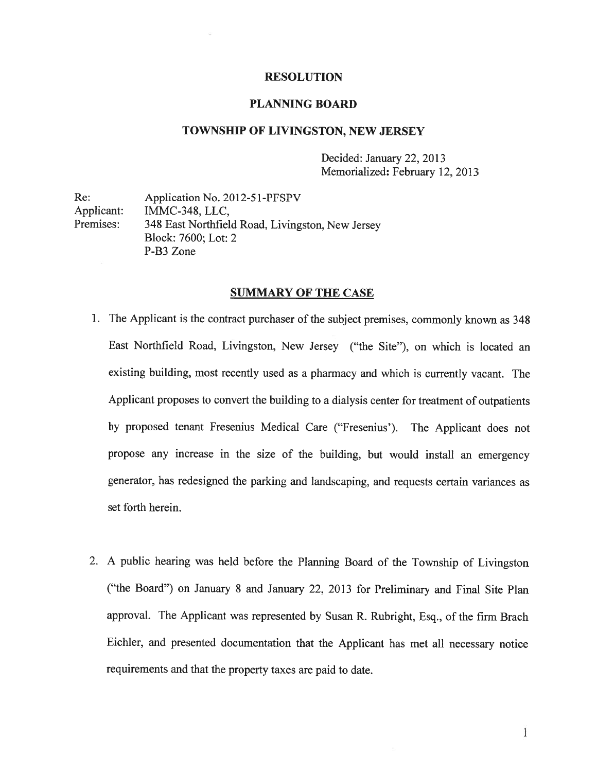**RESOLUTION**

**PLANNING BOARD**

**TOWNSHIP OF LIVINGSTON, NEW JERSEY**

Decided: January 22, 2013
Memorialized: February 12, 2013

Re: Application No. 2012-51-PFSPV
Applicant: IMMC-348, LLC,
Premises: 348 East Northfield Road, Livingston, New Jersey
Block: 7600; Lot: 2
P-B3 Zone

**SUMMARY OF THE CASE**

1. The Applicant is the contract purchaser of the subject premises, commonly known as 348 East Northfield Road, Livingston, New Jersey ("the Site"), on which is located an existing building, most recently used as a pharmacy and which is currently vacant. The Applicant proposes to convert the building to a dialysis center for treatment of outpatients by proposed tenant Fresenius Medical Care ("Fresenius'). The Applicant does not propose any increase in the size of the building, but would install an emergency generator, has redesigned the parking and landscaping, and requests certain variances as set forth herein.

2. A public hearing was held before the Planning Board of the Township of Livingston ("the Board") on January 8 and January 22, 2013 for Preliminary and Final Site Plan approval. The Applicant was represented by Susan R. Rubright, Esq., of the firm Brach Eichler, and presented documentation that the Applicant has met all necessary notice requirements and that the property taxes are paid to date.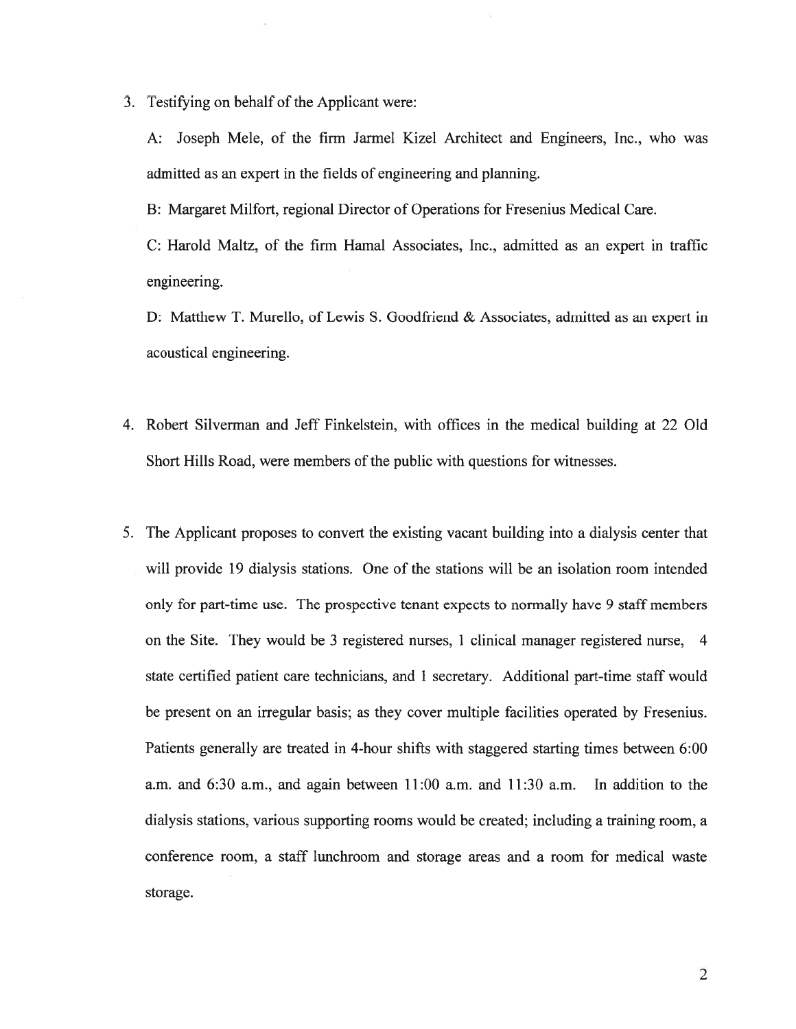3. Testifying on behalf of the Applicant were:

   A: Joseph Mele, of the firm Jarmel Kizel Architect and Engineers, Inc., who was admitted as an expert in the fields of engineering and planning.

   B: Margaret Milfort, regional Director of Operations for Fresenius Medical Care.

   C: Harold Maltz, of the firm Hamal Associates, Inc., admitted as an expert in traffic engineering.

   D: Matthew T. Murello, of Lewis S. Goodfriend & Associates, admitted as an expert in acoustical engineering.

4. Robert Silverman and Jeff Finkelstein, with offices in the medical building at 22 Old Short Hills Road, were members of the public with questions for witnesses.

5. The Applicant proposes to convert the existing vacant building into a dialysis center that will provide 19 dialysis stations. One of the stations will be an isolation room intended only for part-time use. The prospective tenant expects to normally have 9 staff members on the Site. They would be 3 registered nurses, 1 clinical manager registered nurse, 4 state certified patient care technicians, and 1 secretary. Additional part-time staff would be present on an irregular basis; as they cover multiple facilities operated by Fresenius. Patients generally are treated in 4-hour shifts with staggered starting times between 6:00 a.m. and 6:30 a.m., and again between 11:00 a.m. and 11:30 a.m. In addition to the dialysis stations, various supporting rooms would be created; including a training room, a conference room, a staff lunchroom and storage areas and a room for medical waste storage.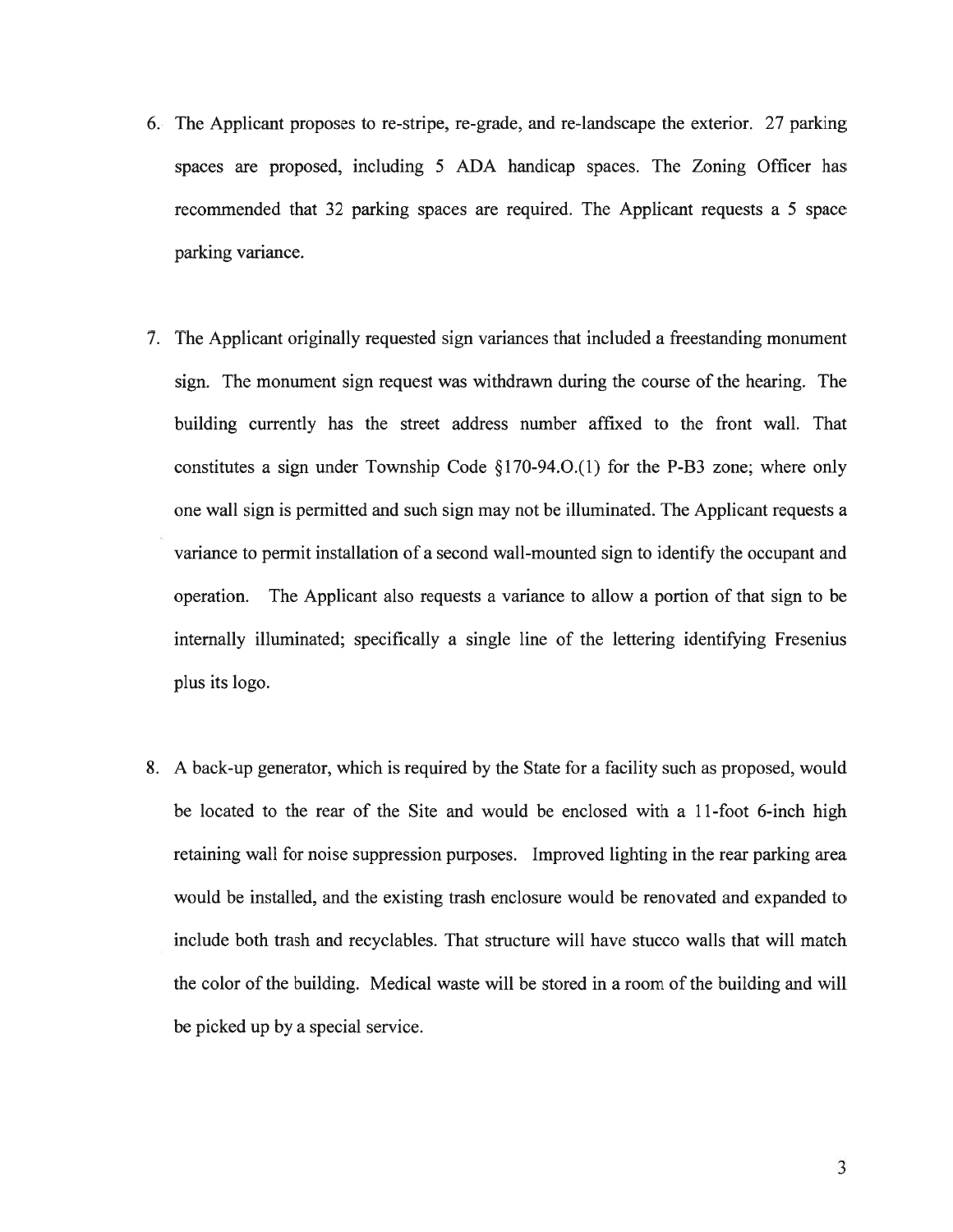6. The Applicant proposes to re-stripe, re-grade, and re-landscape the exterior. 27 parking spaces are proposed, including 5 ADA handicap spaces. The Zoning Officer has recommended that 32 parking spaces are required. The Applicant requests a 5 space parking variance.

7. The Applicant originally requested sign variances that included a freestanding monument sign. The monument sign request was withdrawn during the course of the hearing. The building currently has the street address number affixed to the front wall. That constitutes a sign under Township Code §170-94.O.(1) for the P-B3 zone; where only one wall sign is permitted and such sign may not be illuminated. The Applicant requests a variance to permit installation of a second wall-mounted sign to identify the occupant and operation. The Applicant also requests a variance to allow a portion of that sign to be internally illuminated; specifically a single line of the lettering identifying Fresenius plus its logo.

8. A back-up generator, which is required by the State for a facility such as proposed, would be located to the rear of the Site and would be enclosed with a 11-foot 6-inch high retaining wall for noise suppression purposes. Improved lighting in the rear parking area would be installed, and the existing trash enclosure would be renovated and expanded to include both trash and recyclables. That structure will have stucco walls that will match the color of the building. Medical waste will be stored in a room of the building and will be picked up by a special service.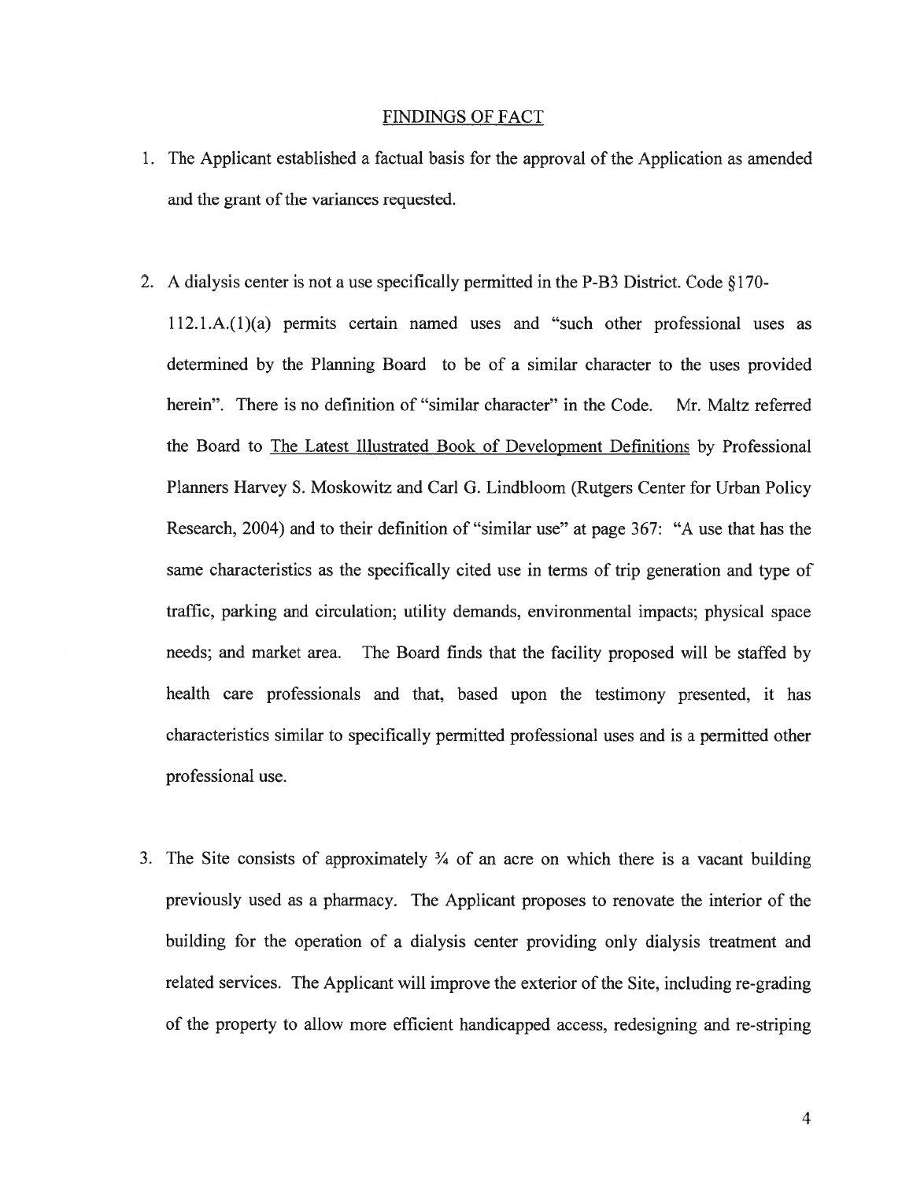## FINDINGS OF FACT

1. The Applicant established a factual basis for the approval of the Application as amended and the grant of the variances requested.

2. A dialysis center is not a use specifically permitted in the P-B3 District. Code §170-112.1.A.(1)(a) permits certain named uses and "such other professional uses as determined by the Planning Board to be of a similar character to the uses provided herein". There is no definition of "similar character" in the Code. Mr. Maltz referred the Board to The Latest Illustrated Book of Development Definitions by Professional Planners Harvey S. Moskowitz and Carl G. Lindbloom (Rutgers Center for Urban Policy Research, 2004) and to their definition of "similar use" at page 367: "A use that has the same characteristics as the specifically cited use in terms of trip generation and type of traffic, parking and circulation; utility demands, environmental impacts; physical space needs; and market area. The Board finds that the facility proposed will be staffed by health care professionals and that, based upon the testimony presented, it has characteristics similar to specifically permitted professional uses and is a permitted other professional use.

3. The Site consists of approximately ¾ of an acre on which there is a vacant building previously used as a pharmacy. The Applicant proposes to renovate the interior of the building for the operation of a dialysis center providing only dialysis treatment and related services. The Applicant will improve the exterior of the Site, including re-grading of the property to allow more efficient handicapped access, redesigning and re-striping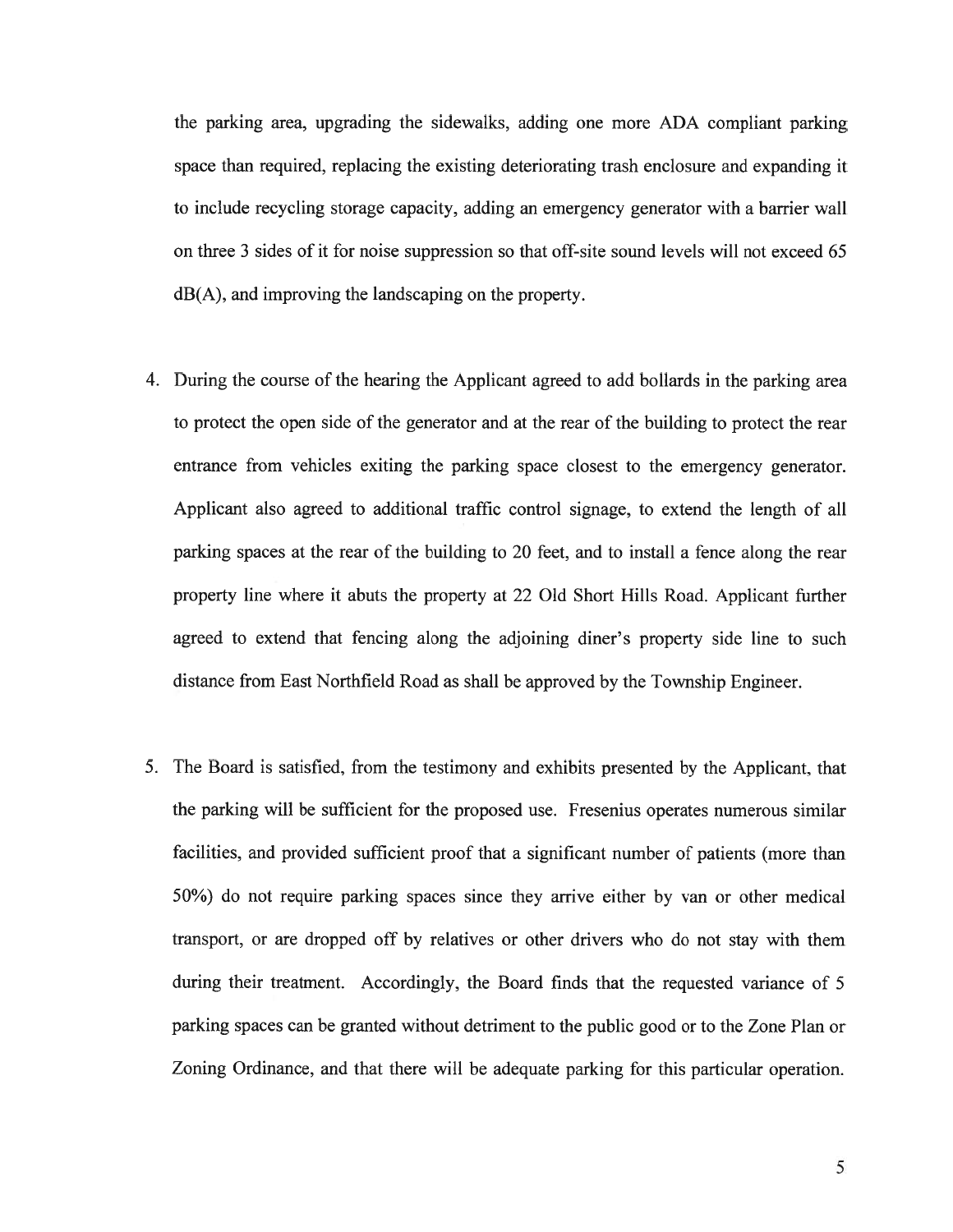the parking area, upgrading the sidewalks, adding one more ADA compliant parking space than required, replacing the existing deteriorating trash enclosure and expanding it to include recycling storage capacity, adding an emergency generator with a barrier wall on three 3 sides of it for noise suppression so that off-site sound levels will not exceed 65 dB(A), and improving the landscaping on the property.

4. During the course of the hearing the Applicant agreed to add bollards in the parking area to protect the open side of the generator and at the rear of the building to protect the rear entrance from vehicles exiting the parking space closest to the emergency generator. Applicant also agreed to additional traffic control signage, to extend the length of all parking spaces at the rear of the building to 20 feet, and to install a fence along the rear property line where it abuts the property at 22 Old Short Hills Road. Applicant further agreed to extend that fencing along the adjoining diner's property side line to such distance from East Northfield Road as shall be approved by the Township Engineer.

5. The Board is satisfied, from the testimony and exhibits presented by the Applicant, that the parking will be sufficient for the proposed use. Fresenius operates numerous similar facilities, and provided sufficient proof that a significant number of patients (more than 50%) do not require parking spaces since they arrive either by van or other medical transport, or are dropped off by relatives or other drivers who do not stay with them during their treatment. Accordingly, the Board finds that the requested variance of 5 parking spaces can be granted without detriment to the public good or to the Zone Plan or Zoning Ordinance, and that there will be adequate parking for this particular operation.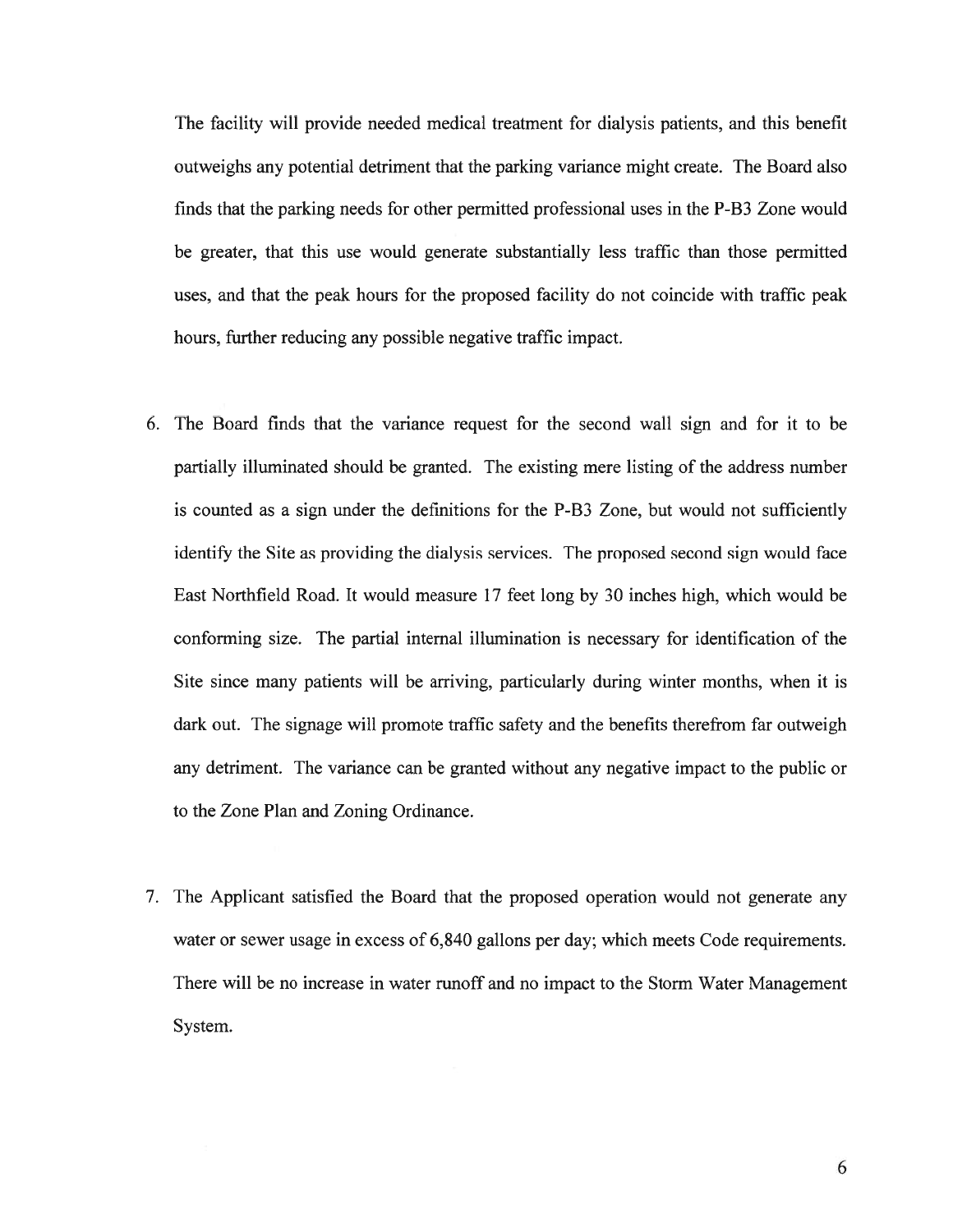The facility will provide needed medical treatment for dialysis patients, and this benefit outweighs any potential detriment that the parking variance might create. The Board also finds that the parking needs for other permitted professional uses in the P-B3 Zone would be greater, that this use would generate substantially less traffic than those permitted uses, and that the peak hours for the proposed facility do not coincide with traffic peak hours, further reducing any possible negative traffic impact.

6. The Board finds that the variance request for the second wall sign and for it to be partially illuminated should be granted. The existing mere listing of the address number is counted as a sign under the definitions for the P-B3 Zone, but would not sufficiently identify the Site as providing the dialysis services. The proposed second sign would face East Northfield Road. It would measure 17 feet long by 30 inches high, which would be conforming size. The partial internal illumination is necessary for identification of the Site since many patients will be arriving, particularly during winter months, when it is dark out. The signage will promote traffic safety and the benefits therefrom far outweigh any detriment. The variance can be granted without any negative impact to the public or to the Zone Plan and Zoning Ordinance.

7. The Applicant satisfied the Board that the proposed operation would not generate any water or sewer usage in excess of 6,840 gallons per day; which meets Code requirements. There will be no increase in water runoff and no impact to the Storm Water Management System.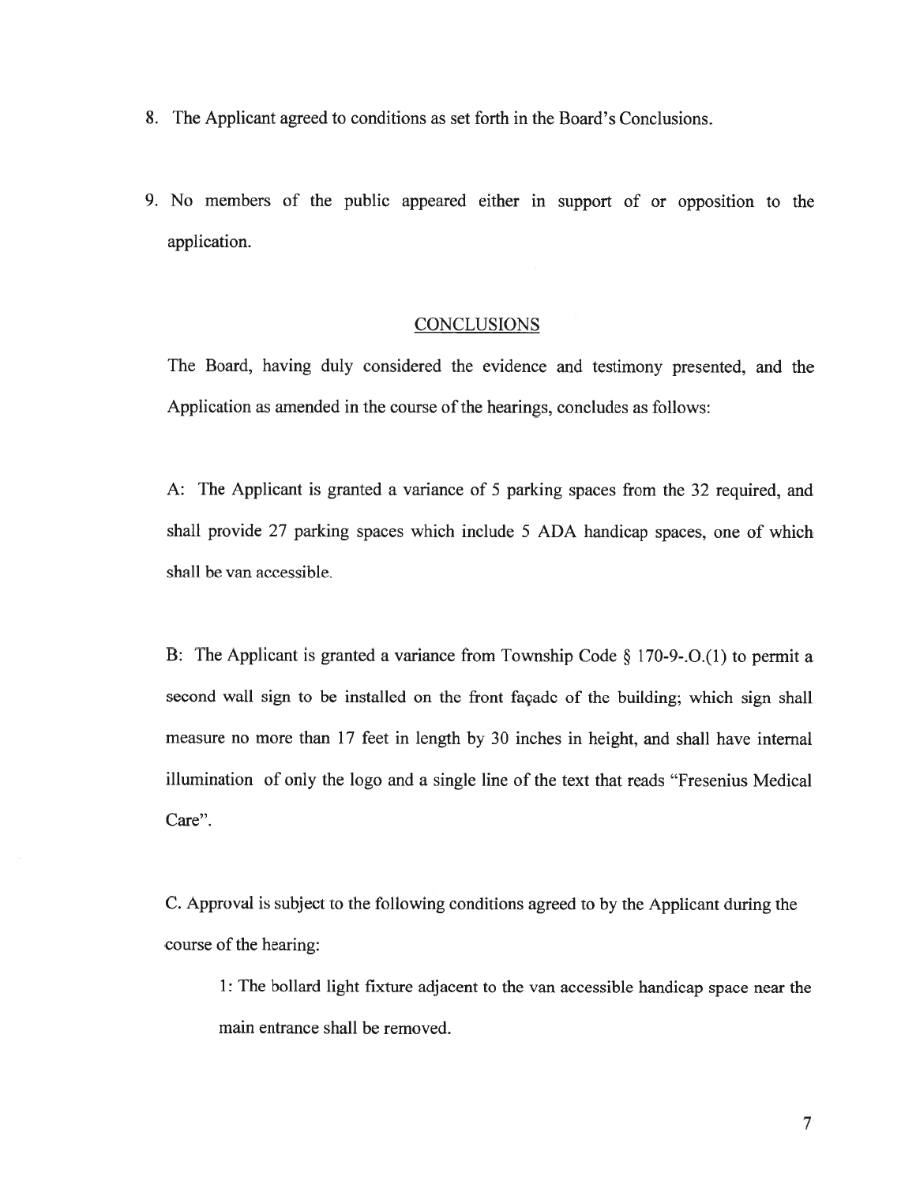8. The Applicant agreed to conditions as set forth in the Board's Conclusions.

9. No members of the public appeared either in support of or opposition to the application.

## CONCLUSIONS

The Board, having duly considered the evidence and testimony presented, and the Application as amended in the course of the hearings, concludes as follows:

A: The Applicant is granted a variance of 5 parking spaces from the 32 required, and shall provide 27 parking spaces which include 5 ADA handicap spaces, one of which shall be van accessible.

B: The Applicant is granted a variance from Township Code § 170-9-.O.(1) to permit a second wall sign to be installed on the front façade of the building; which sign shall measure no more than 17 feet in length by 30 inches in height, and shall have internal illumination of only the logo and a single line of the text that reads "Fresenius Medical Care".

C. Approval is subject to the following conditions agreed to by the Applicant during the course of the hearing:

1: The bollard light fixture adjacent to the van accessible handicap space near the main entrance shall be removed.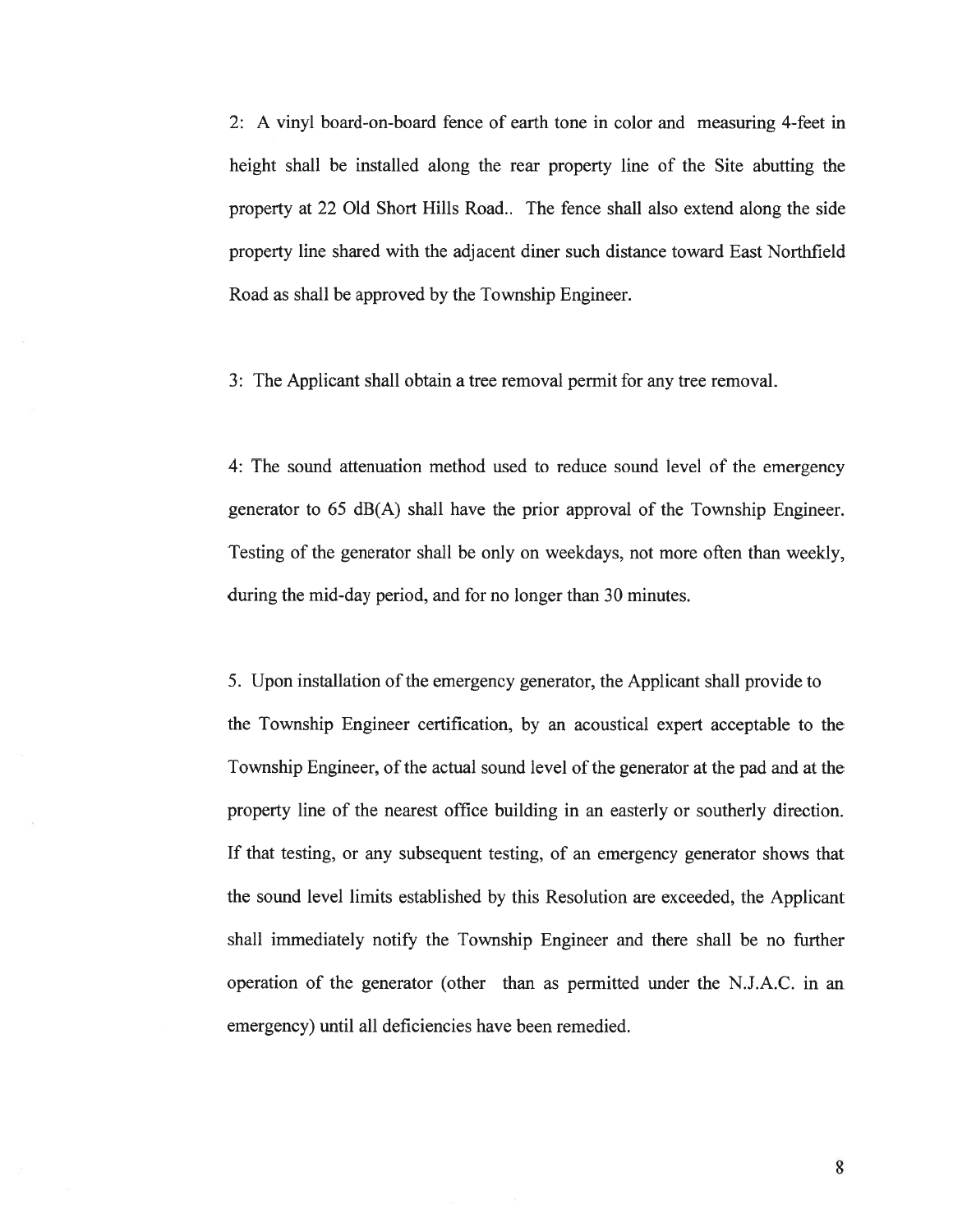2: A vinyl board-on-board fence of earth tone in color and measuring 4-feet in height shall be installed along the rear property line of the Site abutting the property at 22 Old Short Hills Road.. The fence shall also extend along the side property line shared with the adjacent diner such distance toward East Northfield Road as shall be approved by the Township Engineer.

3: The Applicant shall obtain a tree removal permit for any tree removal.

4: The sound attenuation method used to reduce sound level of the emergency generator to 65 dB(A) shall have the prior approval of the Township Engineer. Testing of the generator shall be only on weekdays, not more often than weekly, during the mid-day period, and for no longer than 30 minutes.

5. Upon installation of the emergency generator, the Applicant shall provide to the Township Engineer certification, by an acoustical expert acceptable to the Township Engineer, of the actual sound level of the generator at the pad and at the property line of the nearest office building in an easterly or southerly direction. If that testing, or any subsequent testing, of an emergency generator shows that the sound level limits established by this Resolution are exceeded, the Applicant shall immediately notify the Township Engineer and there shall be no further operation of the generator (other than as permitted under the N.J.A.C. in an emergency) until all deficiencies have been remedied.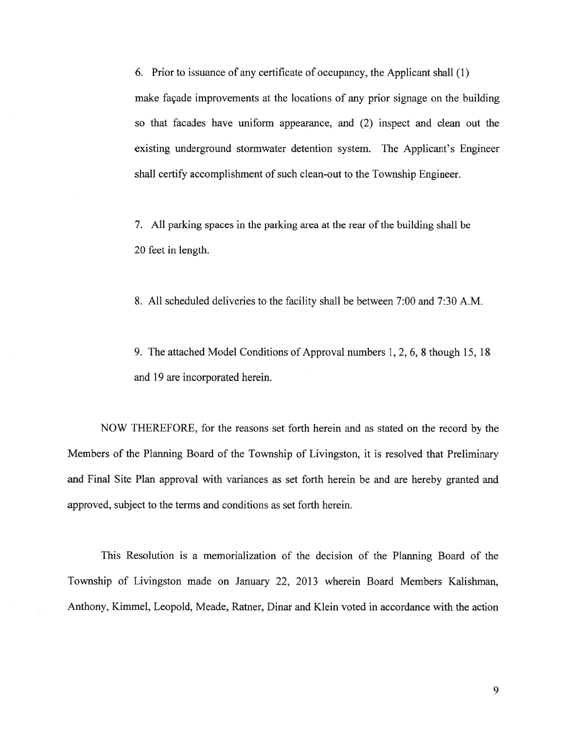6. Prior to issuance of any certificate of occupancy, the Applicant shall (1) make façade improvements at the locations of any prior signage on the building so that facades have uniform appearance, and (2) inspect and clean out the existing underground stormwater detention system. The Applicant's Engineer shall certify accomplishment of such clean-out to the Township Engineer.

7. All parking spaces in the parking area at the rear of the building shall be 20 feet in length.

8. All scheduled deliveries to the facility shall be between 7:00 and 7:30 A.M.

9. The attached Model Conditions of Approval numbers 1, 2, 6, 8 though 15, 18 and 19 are incorporated herein.

NOW THEREFORE, for the reasons set forth herein and as stated on the record by the Members of the Planning Board of the Township of Livingston, it is resolved that Preliminary and Final Site Plan approval with variances as set forth herein be and are hereby granted and approved, subject to the terms and conditions as set forth herein.

This Resolution is a memorialization of the decision of the Planning Board of the Township of Livingston made on January 22, 2013 wherein Board Members Kalishman, Anthony, Kimmel, Leopold, Meade, Ratner, Dinar and Klein voted in accordance with the action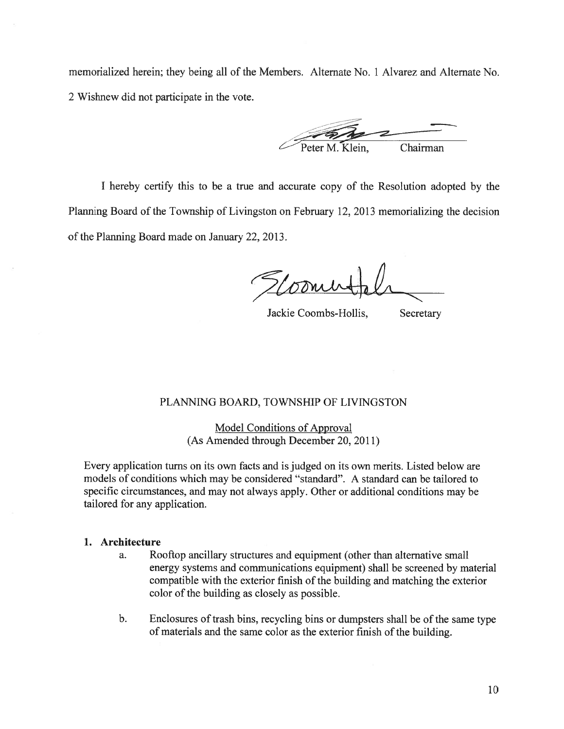memorialized herein; they being all of the Members. Alternate No. 1 Alvarez and Alternate No. 2 Wishnew did not participate in the vote.

Peter M. Klein, Chairman

I hereby certify this to be a true and accurate copy of the Resolution adopted by the Planning Board of the Township of Livingston on February 12, 2013 memorializing the decision of the Planning Board made on January 22, 2013.

Jackie Coombs-Hollis, Secretary

PLANNING BOARD, TOWNSHIP OF LIVINGSTON

Model Conditions of Approval
(As Amended through December 20, 2011)

Every application turns on its own facts and is judged on its own merits. Listed below are models of conditions which may be considered "standard". A standard can be tailored to specific circumstances, and may not always apply. Other or additional conditions may be tailored for any application.

**1. Architecture**

a. Rooftop ancillary structures and equipment (other than alternative small energy systems and communications equipment) shall be screened by material compatible with the exterior finish of the building and matching the exterior color of the building as closely as possible.

b. Enclosures of trash bins, recycling bins or dumpsters shall be of the same type of materials and the same color as the exterior finish of the building.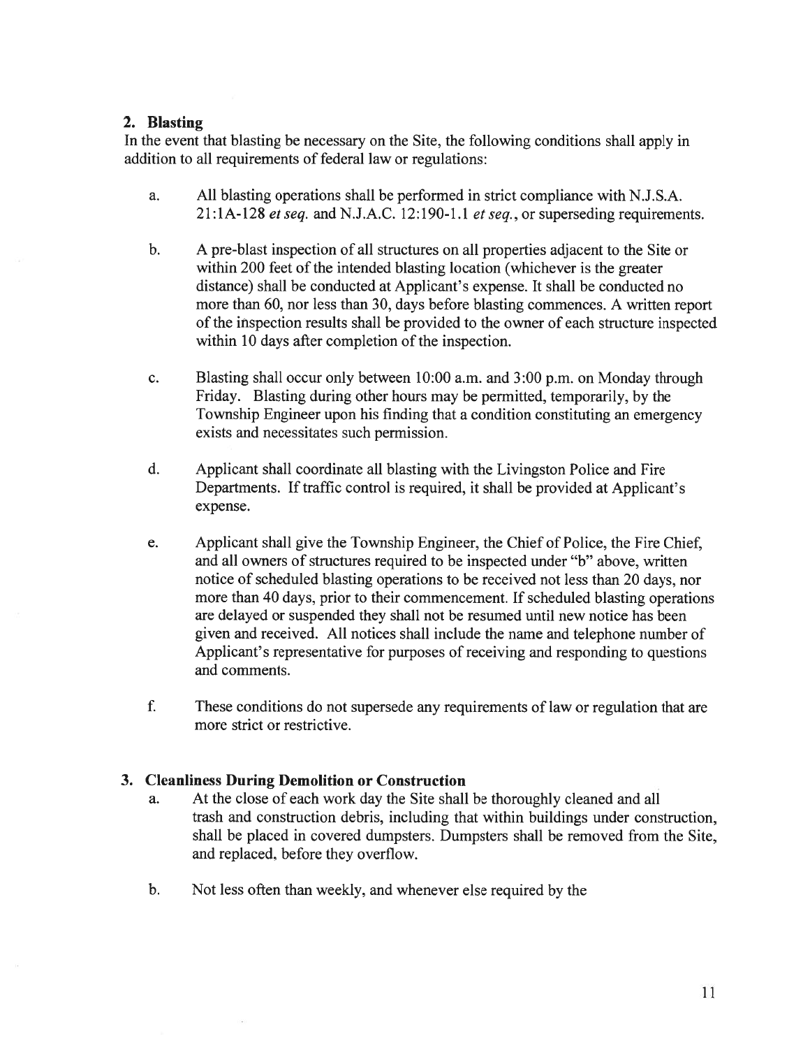## 2. Blasting

In the event that blasting be necessary on the Site, the following conditions shall apply in addition to all requirements of federal law or regulations:

a. All blasting operations shall be performed in strict compliance with N.J.S.A. 21:1A-128 *et seq.* and N.J.A.C. 12:190-1.1 *et seq.*, or superseding requirements.

b. A pre-blast inspection of all structures on all properties adjacent to the Site or within 200 feet of the intended blasting location (whichever is the greater distance) shall be conducted at Applicant's expense. It shall be conducted no more than 60, nor less than 30, days before blasting commences. A written report of the inspection results shall be provided to the owner of each structure inspected within 10 days after completion of the inspection.

c. Blasting shall occur only between 10:00 a.m. and 3:00 p.m. on Monday through Friday. Blasting during other hours may be permitted, temporarily, by the Township Engineer upon his finding that a condition constituting an emergency exists and necessitates such permission.

d. Applicant shall coordinate all blasting with the Livingston Police and Fire Departments. If traffic control is required, it shall be provided at Applicant's expense.

e. Applicant shall give the Township Engineer, the Chief of Police, the Fire Chief, and all owners of structures required to be inspected under "b" above, written notice of scheduled blasting operations to be received not less than 20 days, nor more than 40 days, prior to their commencement. If scheduled blasting operations are delayed or suspended they shall not be resumed until new notice has been given and received. All notices shall include the name and telephone number of Applicant's representative for purposes of receiving and responding to questions and comments.

f. These conditions do not supersede any requirements of law or regulation that are more strict or restrictive.

## 3. Cleanliness During Demolition or Construction

a. At the close of each work day the Site shall be thoroughly cleaned and all trash and construction debris, including that within buildings under construction, shall be placed in covered dumpsters. Dumpsters shall be removed from the Site, and replaced, before they overflow.

b. Not less often than weekly, and whenever else required by the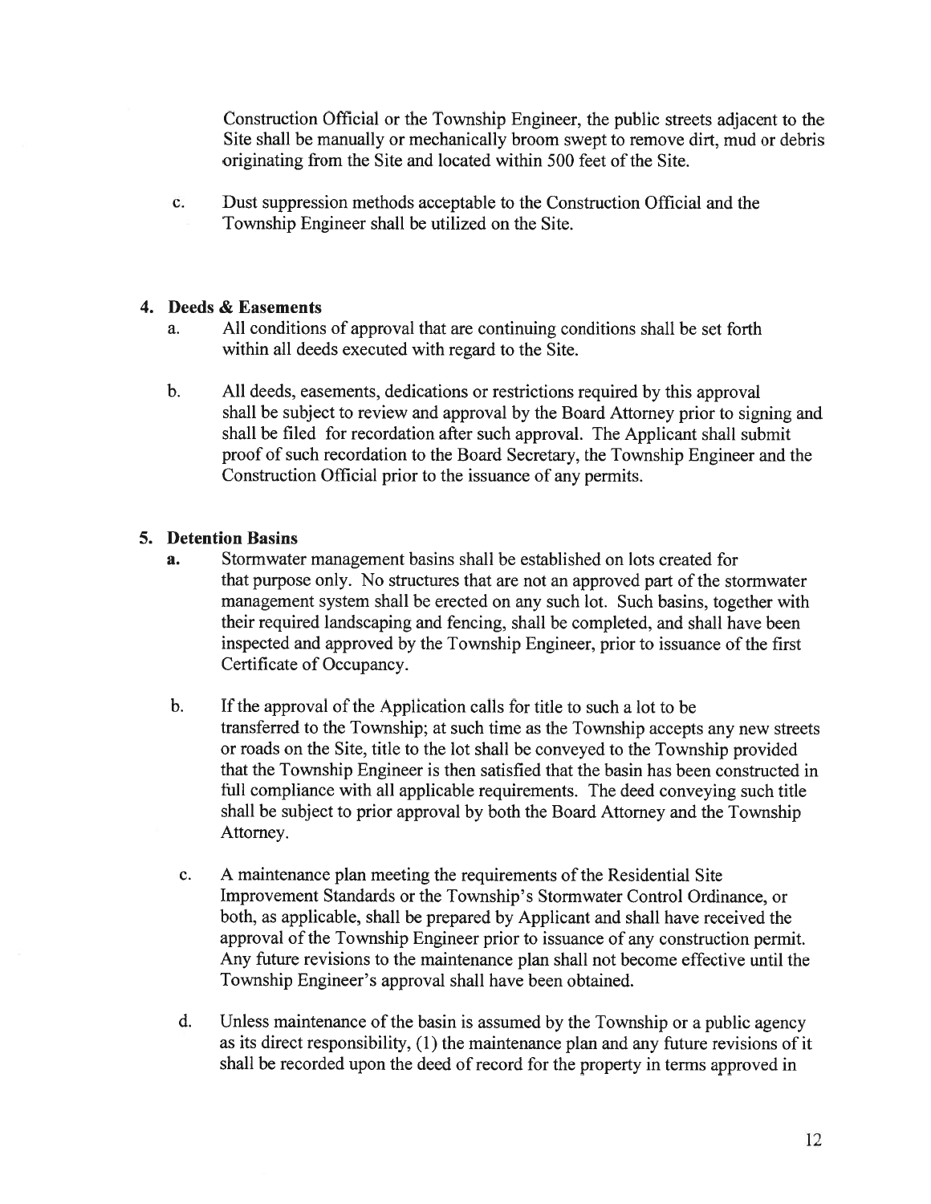Construction Official or the Township Engineer, the public streets adjacent to the Site shall be manually or mechanically broom swept to remove dirt, mud or debris originating from the Site and located within 500 feet of the Site.

c. Dust suppression methods acceptable to the Construction Official and the Township Engineer shall be utilized on the Site.

**4. Deeds & Easements**

a. All conditions of approval that are continuing conditions shall be set forth within all deeds executed with regard to the Site.

b. All deeds, easements, dedications or restrictions required by this approval shall be subject to review and approval by the Board Attorney prior to signing and shall be filed for recordation after such approval. The Applicant shall submit proof of such recordation to the Board Secretary, the Township Engineer and the Construction Official prior to the issuance of any permits.

**5. Detention Basins**

**a.** Stormwater management basins shall be established on lots created for that purpose only. No structures that are not an approved part of the stormwater management system shall be erected on any such lot. Such basins, together with their required landscaping and fencing, shall be completed, and shall have been inspected and approved by the Township Engineer, prior to issuance of the first Certificate of Occupancy.

b. If the approval of the Application calls for title to such a lot to be transferred to the Township; at such time as the Township accepts any new streets or roads on the Site, title to the lot shall be conveyed to the Township provided that the Township Engineer is then satisfied that the basin has been constructed in full compliance with all applicable requirements. The deed conveying such title shall be subject to prior approval by both the Board Attorney and the Township Attorney.

c. A maintenance plan meeting the requirements of the Residential Site Improvement Standards or the Township's Stormwater Control Ordinance, or both, as applicable, shall be prepared by Applicant and shall have received the approval of the Township Engineer prior to issuance of any construction permit. Any future revisions to the maintenance plan shall not become effective until the Township Engineer's approval shall have been obtained.

d. Unless maintenance of the basin is assumed by the Township or a public agency as its direct responsibility, (1) the maintenance plan and any future revisions of it shall be recorded upon the deed of record for the property in terms approved in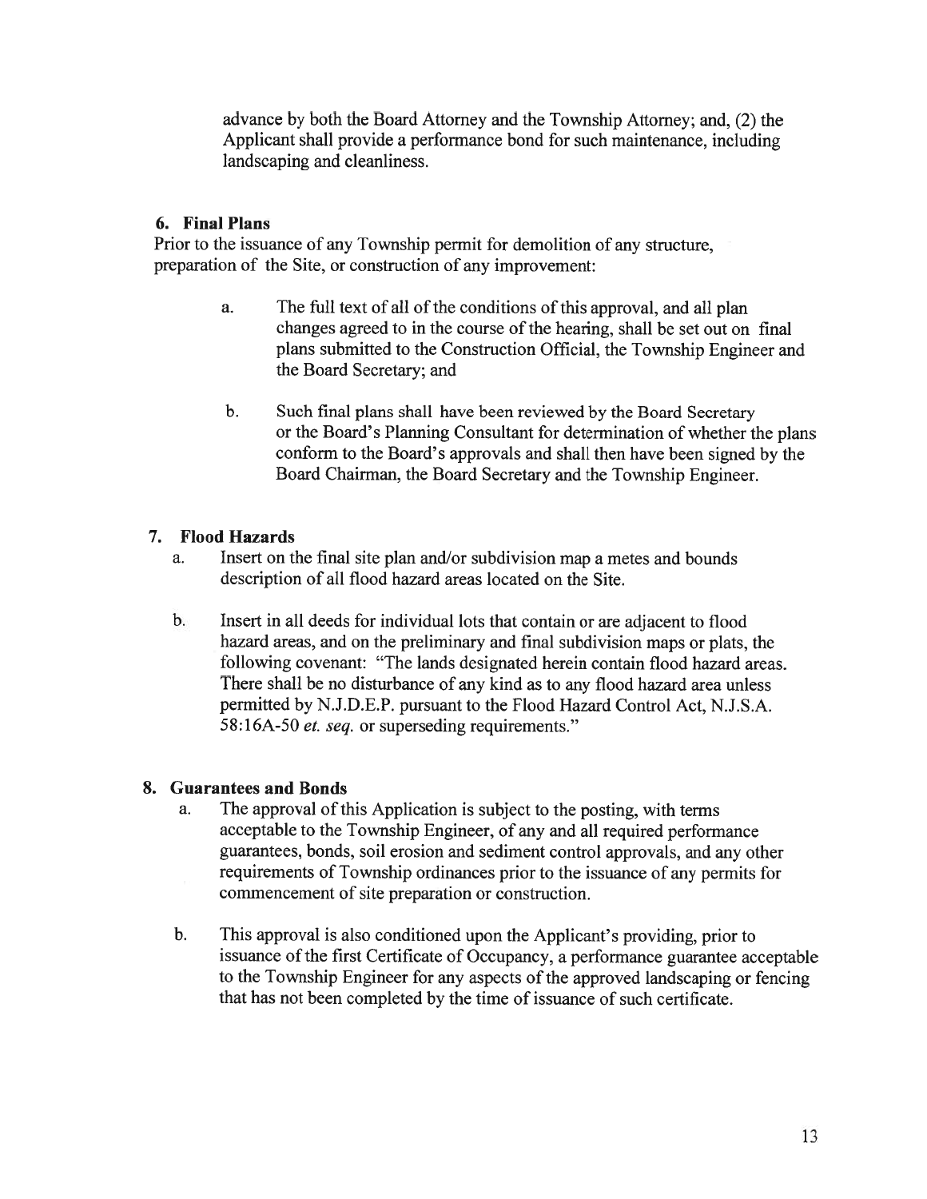advance by both the Board Attorney and the Township Attorney; and, (2) the Applicant shall provide a performance bond for such maintenance, including landscaping and cleanliness.

**6. Final Plans**

Prior to the issuance of any Township permit for demolition of any structure, preparation of the Site, or construction of any improvement:

a. The full text of all of the conditions of this approval, and all plan changes agreed to in the course of the hearing, shall be set out on final plans submitted to the Construction Official, the Township Engineer and the Board Secretary; and

b. Such final plans shall have been reviewed by the Board Secretary or the Board's Planning Consultant for determination of whether the plans conform to the Board's approvals and shall then have been signed by the Board Chairman, the Board Secretary and the Township Engineer.

**7. Flood Hazards**

a. Insert on the final site plan and/or subdivision map a metes and bounds description of all flood hazard areas located on the Site.

b. Insert in all deeds for individual lots that contain or are adjacent to flood hazard areas, and on the preliminary and final subdivision maps or plats, the following covenant: "The lands designated herein contain flood hazard areas. There shall be no disturbance of any kind as to any flood hazard area unless permitted by N.J.D.E.P. pursuant to the Flood Hazard Control Act, N.J.S.A. 58:16A-50 *et. seq.* or superseding requirements."

**8. Guarantees and Bonds**

a. The approval of this Application is subject to the posting, with terms acceptable to the Township Engineer, of any and all required performance guarantees, bonds, soil erosion and sediment control approvals, and any other requirements of Township ordinances prior to the issuance of any permits for commencement of site preparation or construction.

b. This approval is also conditioned upon the Applicant's providing, prior to issuance of the first Certificate of Occupancy, a performance guarantee acceptable to the Township Engineer for any aspects of the approved landscaping or fencing that has not been completed by the time of issuance of such certificate.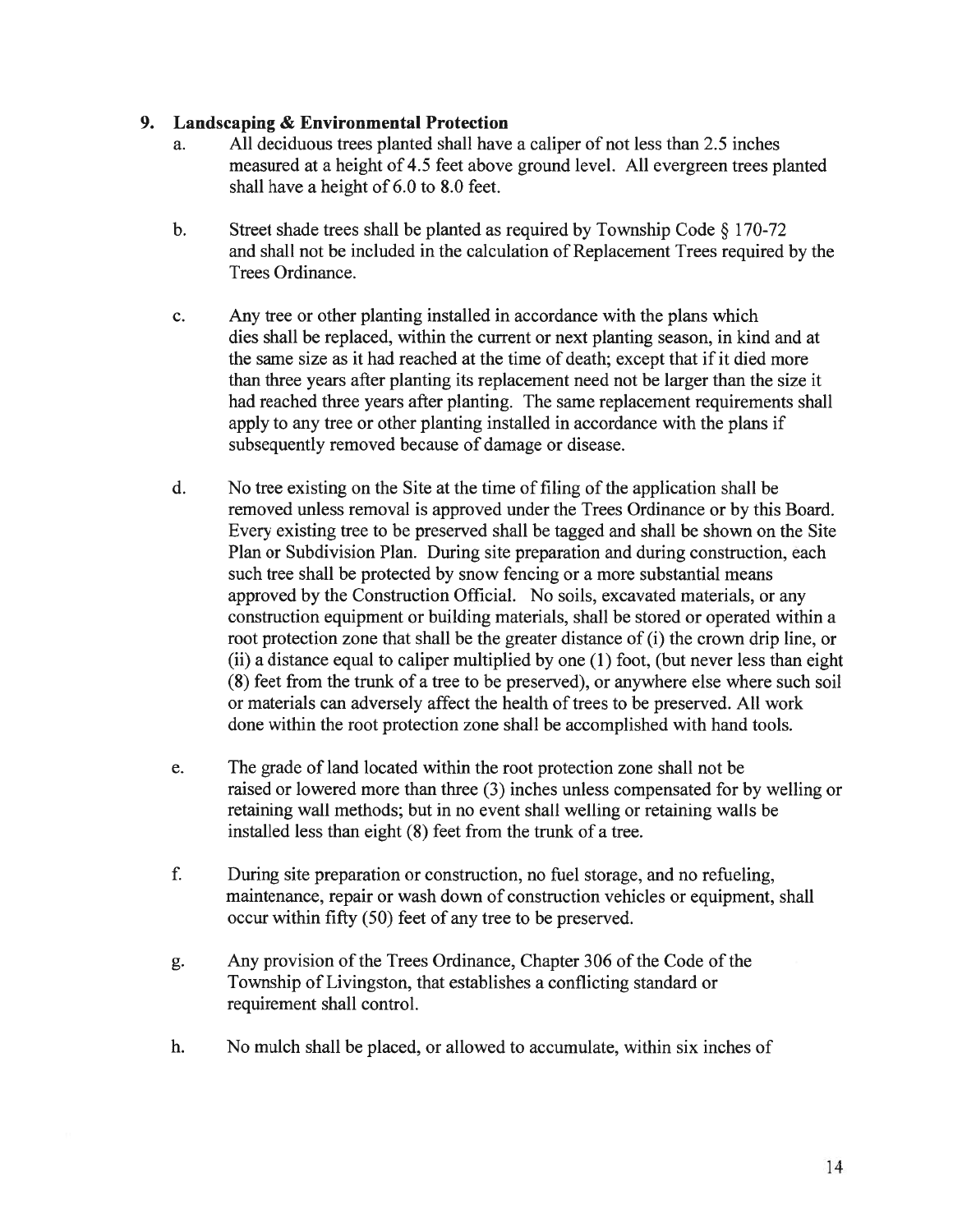**9. Landscaping & Environmental Protection**

a. All deciduous trees planted shall have a caliper of not less than 2.5 inches measured at a height of 4.5 feet above ground level. All evergreen trees planted shall have a height of 6.0 to 8.0 feet.

b. Street shade trees shall be planted as required by Township Code § 170-72 and shall not be included in the calculation of Replacement Trees required by the Trees Ordinance.

c. Any tree or other planting installed in accordance with the plans which dies shall be replaced, within the current or next planting season, in kind and at the same size as it had reached at the time of death; except that if it died more than three years after planting its replacement need not be larger than the size it had reached three years after planting. The same replacement requirements shall apply to any tree or other planting installed in accordance with the plans if subsequently removed because of damage or disease.

d. No tree existing on the Site at the time of filing of the application shall be removed unless removal is approved under the Trees Ordinance or by this Board. Every existing tree to be preserved shall be tagged and shall be shown on the Site Plan or Subdivision Plan. During site preparation and during construction, each such tree shall be protected by snow fencing or a more substantial means approved by the Construction Official. No soils, excavated materials, or any construction equipment or building materials, shall be stored or operated within a root protection zone that shall be the greater distance of (i) the crown drip line, or (ii) a distance equal to caliper multiplied by one (1) foot, (but never less than eight (8) feet from the trunk of a tree to be preserved), or anywhere else where such soil or materials can adversely affect the health of trees to be preserved. All work done within the root protection zone shall be accomplished with hand tools.

e. The grade of land located within the root protection zone shall not be raised or lowered more than three (3) inches unless compensated for by welling or retaining wall methods; but in no event shall welling or retaining walls be installed less than eight (8) feet from the trunk of a tree.

f. During site preparation or construction, no fuel storage, and no refueling, maintenance, repair or wash down of construction vehicles or equipment, shall occur within fifty (50) feet of any tree to be preserved.

g. Any provision of the Trees Ordinance, Chapter 306 of the Code of the Township of Livingston, that establishes a conflicting standard or requirement shall control.

h. No mulch shall be placed, or allowed to accumulate, within six inches of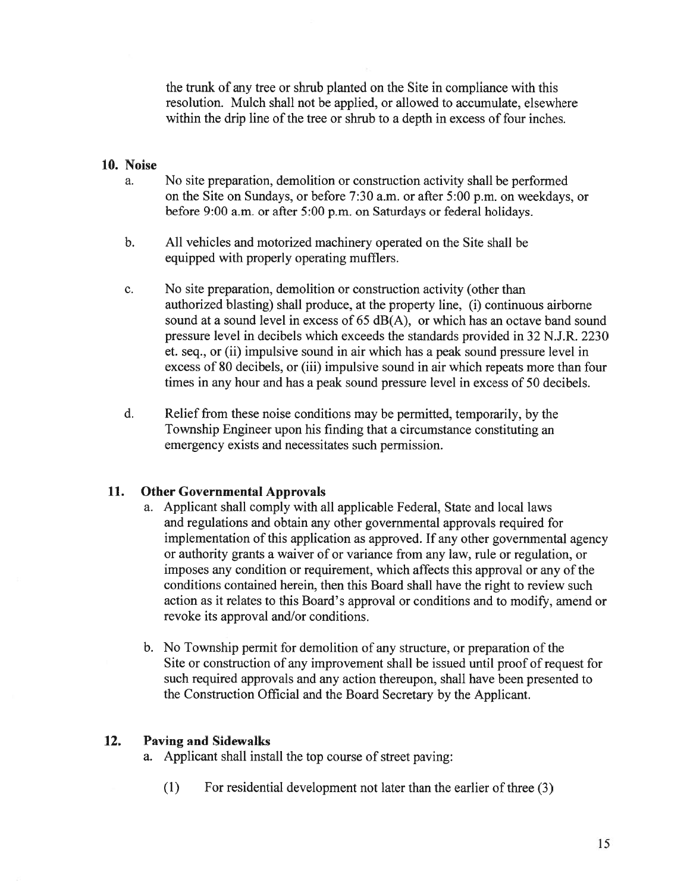the trunk of any tree or shrub planted on the Site in compliance with this resolution. Mulch shall not be applied, or allowed to accumulate, elsewhere within the drip line of the tree or shrub to a depth in excess of four inches.

**10. Noise**

a. No site preparation, demolition or construction activity shall be performed on the Site on Sundays, or before 7:30 a.m. or after 5:00 p.m. on weekdays, or before 9:00 a.m. or after 5:00 p.m. on Saturdays or federal holidays.

b. All vehicles and motorized machinery operated on the Site shall be equipped with properly operating mufflers.

c. No site preparation, demolition or construction activity (other than authorized blasting) shall produce, at the property line, (i) continuous airborne sound at a sound level in excess of 65 dB(A), or which has an octave band sound pressure level in decibels which exceeds the standards provided in 32 N.J.R. 2230 et. seq., or (ii) impulsive sound in air which has a peak sound pressure level in excess of 80 decibels, or (iii) impulsive sound in air which repeats more than four times in any hour and has a peak sound pressure level in excess of 50 decibels.

d. Relief from these noise conditions may be permitted, temporarily, by the Township Engineer upon his finding that a circumstance constituting an emergency exists and necessitates such permission.

**11. Other Governmental Approvals**

a. Applicant shall comply with all applicable Federal, State and local laws and regulations and obtain any other governmental approvals required for implementation of this application as approved. If any other governmental agency or authority grants a waiver of or variance from any law, rule or regulation, or imposes any condition or requirement, which affects this approval or any of the conditions contained herein, then this Board shall have the right to review such action as it relates to this Board's approval or conditions and to modify, amend or revoke its approval and/or conditions.

b. No Township permit for demolition of any structure, or preparation of the Site or construction of any improvement shall be issued until proof of request for such required approvals and any action thereupon, shall have been presented to the Construction Official and the Board Secretary by the Applicant.

**12. Paving and Sidewalks**

a. Applicant shall install the top course of street paving:

(1) For residential development not later than the earlier of three (3)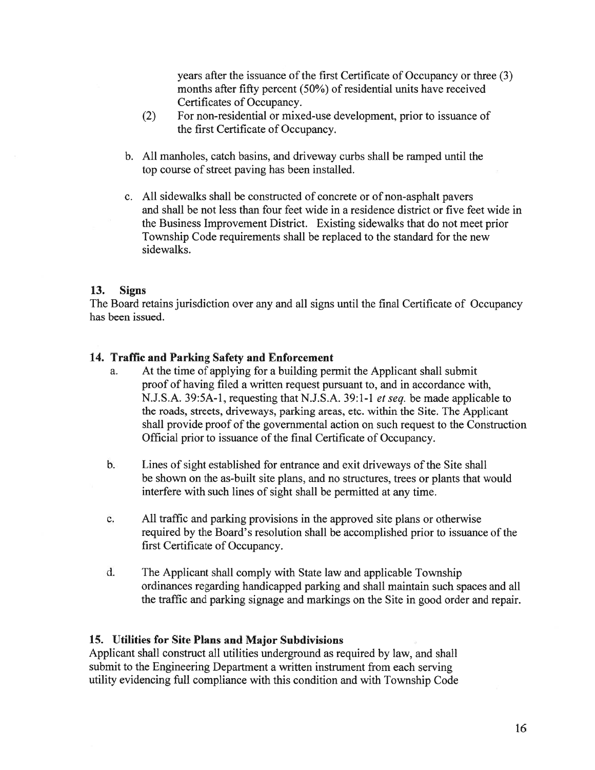years after the issuance of the first Certificate of Occupancy or three (3) months after fifty percent (50%) of residential units have received Certificates of Occupancy.

(2) For non-residential or mixed-use development, prior to issuance of the first Certificate of Occupancy.

b. All manholes, catch basins, and driveway curbs shall be ramped until the top course of street paving has been installed.

c. All sidewalks shall be constructed of concrete or of non-asphalt pavers and shall be not less than four feet wide in a residence district or five feet wide in the Business Improvement District. Existing sidewalks that do not meet prior Township Code requirements shall be replaced to the standard for the new sidewalks.

### 13. Signs

The Board retains jurisdiction over any and all signs until the final Certificate of Occupancy has been issued.

### 14. Traffic and Parking Safety and Enforcement

a. At the time of applying for a building permit the Applicant shall submit proof of having filed a written request pursuant to, and in accordance with, N.J.S.A. 39:5A-1, requesting that N.J.S.A. 39:1-1 *et seq.* be made applicable to the roads, streets, driveways, parking areas, etc. within the Site. The Applicant shall provide proof of the governmental action on such request to the Construction Official prior to issuance of the final Certificate of Occupancy.

b. Lines of sight established for entrance and exit driveways of the Site shall be shown on the as-built site plans, and no structures, trees or plants that would interfere with such lines of sight shall be permitted at any time.

c. All traffic and parking provisions in the approved site plans or otherwise required by the Board's resolution shall be accomplished prior to issuance of the first Certificate of Occupancy.

d. The Applicant shall comply with State law and applicable Township ordinances regarding handicapped parking and shall maintain such spaces and all the traffic and parking signage and markings on the Site in good order and repair.

### 15. Utilities for Site Plans and Major Subdivisions

Applicant shall construct all utilities underground as required by law, and shall submit to the Engineering Department a written instrument from each serving utility evidencing full compliance with this condition and with Township Code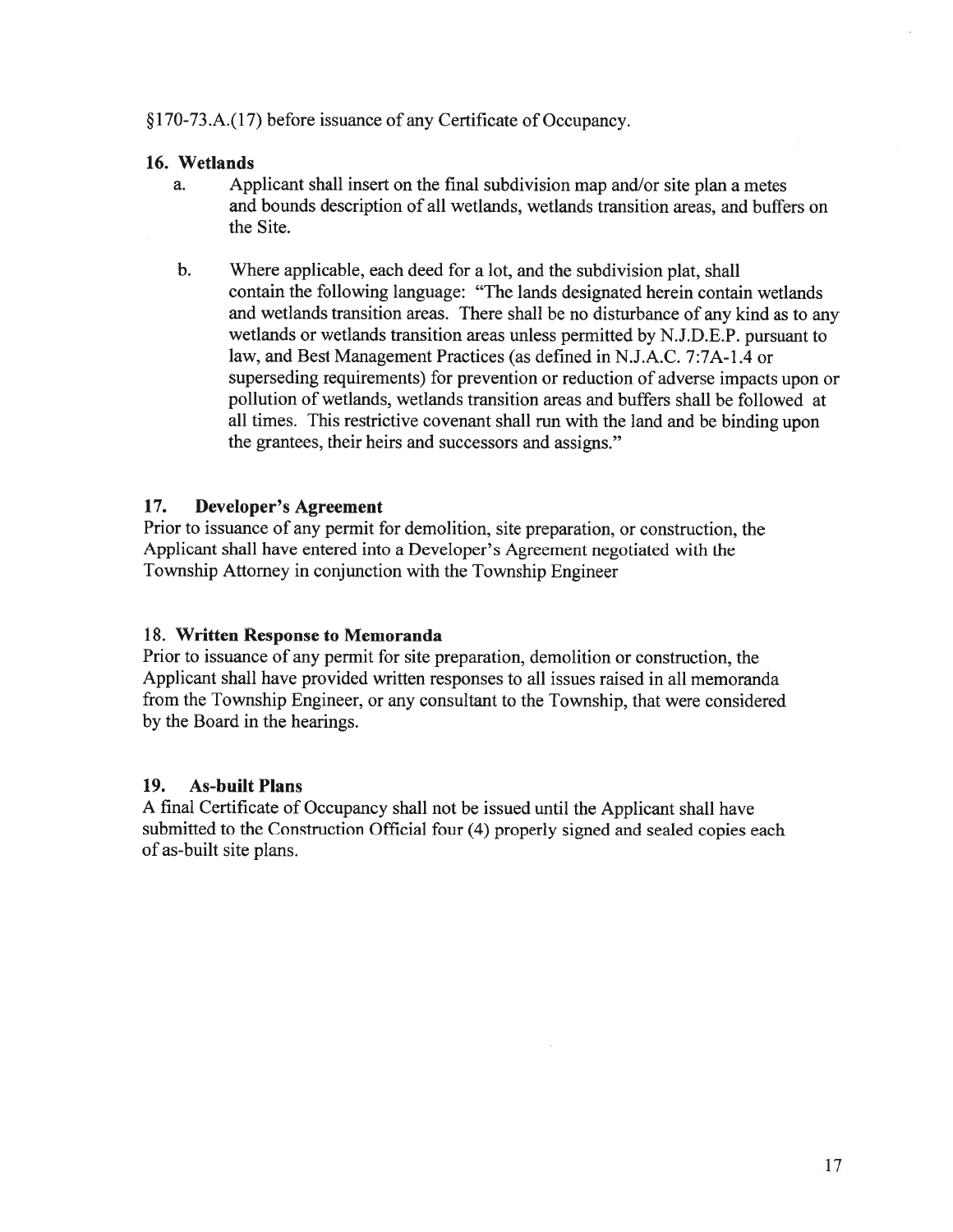§170-73.A.(17) before issuance of any Certificate of Occupancy.

### 16. Wetlands

a. Applicant shall insert on the final subdivision map and/or site plan a metes and bounds description of all wetlands, wetlands transition areas, and buffers on the Site.

b. Where applicable, each deed for a lot, and the subdivision plat, shall contain the following language: "The lands designated herein contain wetlands and wetlands transition areas. There shall be no disturbance of any kind as to any wetlands or wetlands transition areas unless permitted by N.J.D.E.P. pursuant to law, and Best Management Practices (as defined in N.J.A.C. 7:7A-1.4 or superseding requirements) for prevention or reduction of adverse impacts upon or pollution of wetlands, wetlands transition areas and buffers shall be followed at all times. This restrictive covenant shall run with the land and be binding upon the grantees, their heirs and successors and assigns."

### 17. Developer's Agreement

Prior to issuance of any permit for demolition, site preparation, or construction, the Applicant shall have entered into a Developer's Agreement negotiated with the Township Attorney in conjunction with the Township Engineer

### 18. Written Response to Memoranda

Prior to issuance of any permit for site preparation, demolition or construction, the Applicant shall have provided written responses to all issues raised in all memoranda from the Township Engineer, or any consultant to the Township, that were considered by the Board in the hearings.

### 19. As-built Plans

A final Certificate of Occupancy shall not be issued until the Applicant shall have submitted to the Construction Official four (4) properly signed and sealed copies each of as-built site plans.